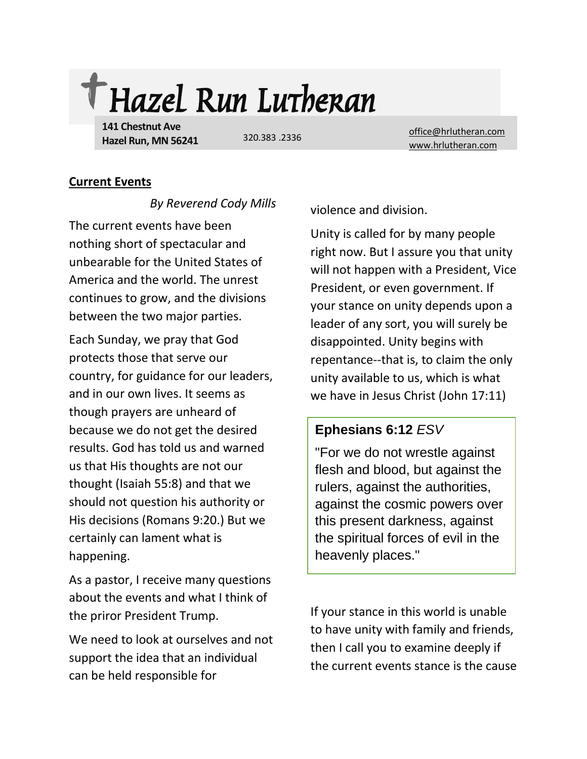# Hazel Run Lutheran

**141 Chestnut Ave**
**Hazel Run, MN 56241**

320.383 .2336

office@hrlutheran.com
www.hrlutheran.com

## Current Events

*By Reverend Cody Mills*

The current events have been nothing short of spectacular and unbearable for the United States of America and the world. The unrest continues to grow, and the divisions between the two major parties.

Each Sunday, we pray that God protects those that serve our country, for guidance for our leaders, and in our own lives. It seems as though prayers are unheard of because we do not get the desired results. God has told us and warned us that His thoughts are not our thought (Isaiah 55:8) and that we should not question his authority or His decisions (Romans 9:20.) But we certainly can lament what is happening.

As a pastor, I receive many questions about the events and what I think of the priror President Trump.

We need to look at ourselves and not support the idea that an individual can be held responsible for violence and division.

Unity is called for by many people right now. But I assure you that unity will not happen with a President, Vice President, or even government. If your stance on unity depends upon a leader of any sort, you will surely be disappointed. Unity begins with repentance--that is, to claim the only unity available to us, which is what we have in Jesus Christ (John 17:11)

> **Ephesians 6:12** *ESV*
>
> "For we do not wrestle against flesh and blood, but against the rulers, against the authorities, against the cosmic powers over this present darkness, against the spiritual forces of evil in the heavenly places."

If your stance in this world is unable to have unity with family and friends, then I call you to examine deeply if the current events stance is the cause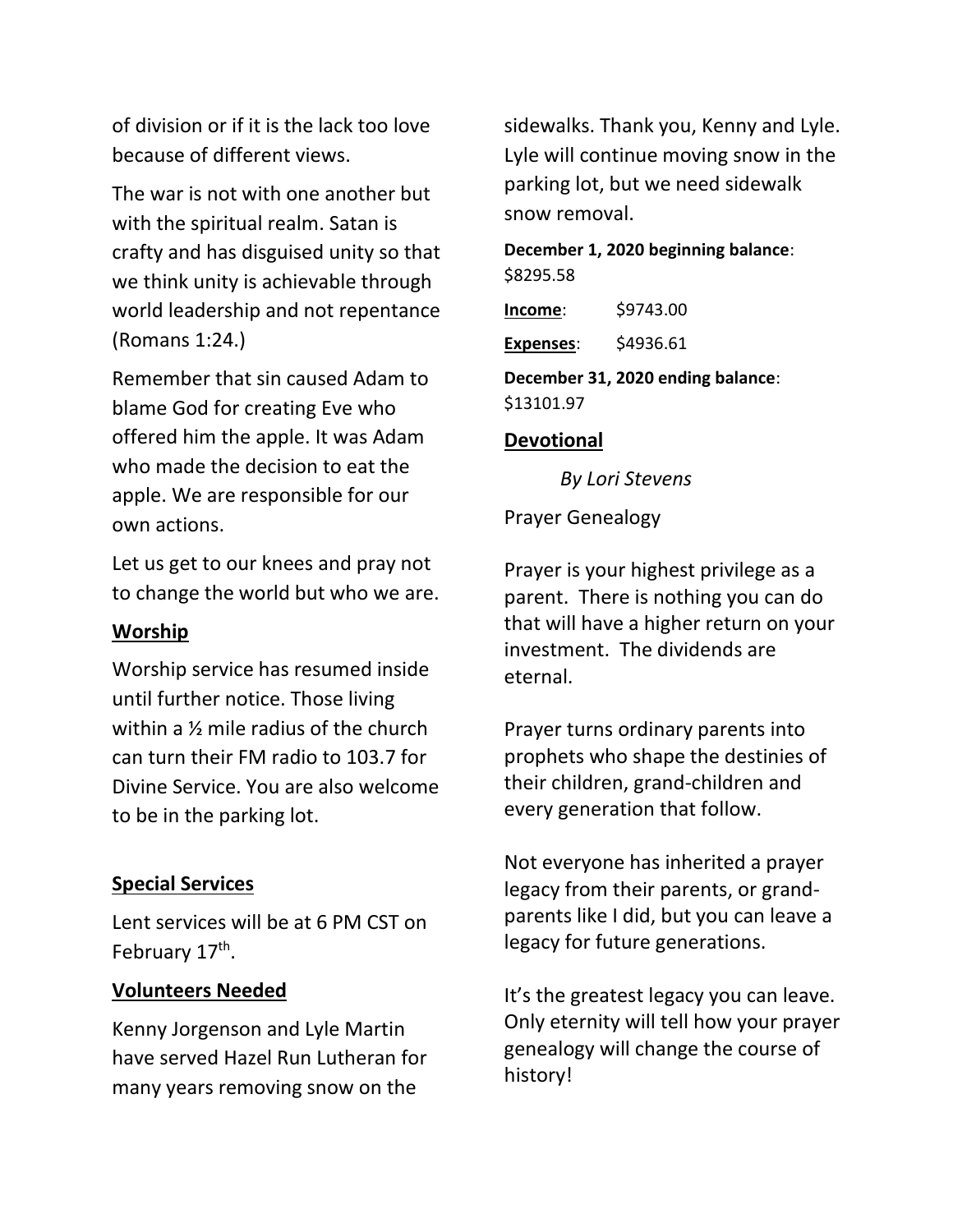of division or if it is the lack too love because of different views.

The war is not with one another but with the spiritual realm. Satan is crafty and has disguised unity so that we think unity is achievable through world leadership and not repentance (Romans 1:24.)

Remember that sin caused Adam to blame God for creating Eve who offered him the apple. It was Adam who made the decision to eat the apple. We are responsible for our own actions.

Let us get to our knees and pray not to change the world but who we are.

## Worship

Worship service has resumed inside until further notice. Those living within a ½ mile radius of the church can turn their FM radio to 103.7 for Divine Service. You are also welcome to be in the parking lot.

## Special Services

Lent services will be at 6 PM CST on February 17th.

## Volunteers Needed

Kenny Jorgenson and Lyle Martin have served Hazel Run Lutheran for many years removing snow on the sidewalks. Thank you, Kenny and Lyle. Lyle will continue moving snow in the parking lot, but we need sidewalk snow removal.

**December 1, 2020 beginning balance**: $8295.58

**Income**: $9743.00

**Expenses**: $4936.61

**December 31, 2020 ending balance**: $13101.97

## Devotional

*By Lori Stevens*

Prayer Genealogy

Prayer is your highest privilege as a parent. There is nothing you can do that will have a higher return on your investment. The dividends are eternal.

Prayer turns ordinary parents into prophets who shape the destinies of their children, grand-children and every generation that follow.

Not everyone has inherited a prayer legacy from their parents, or grand-parents like I did, but you can leave a legacy for future generations.

It's the greatest legacy you can leave. Only eternity will tell how your prayer genealogy will change the course of history!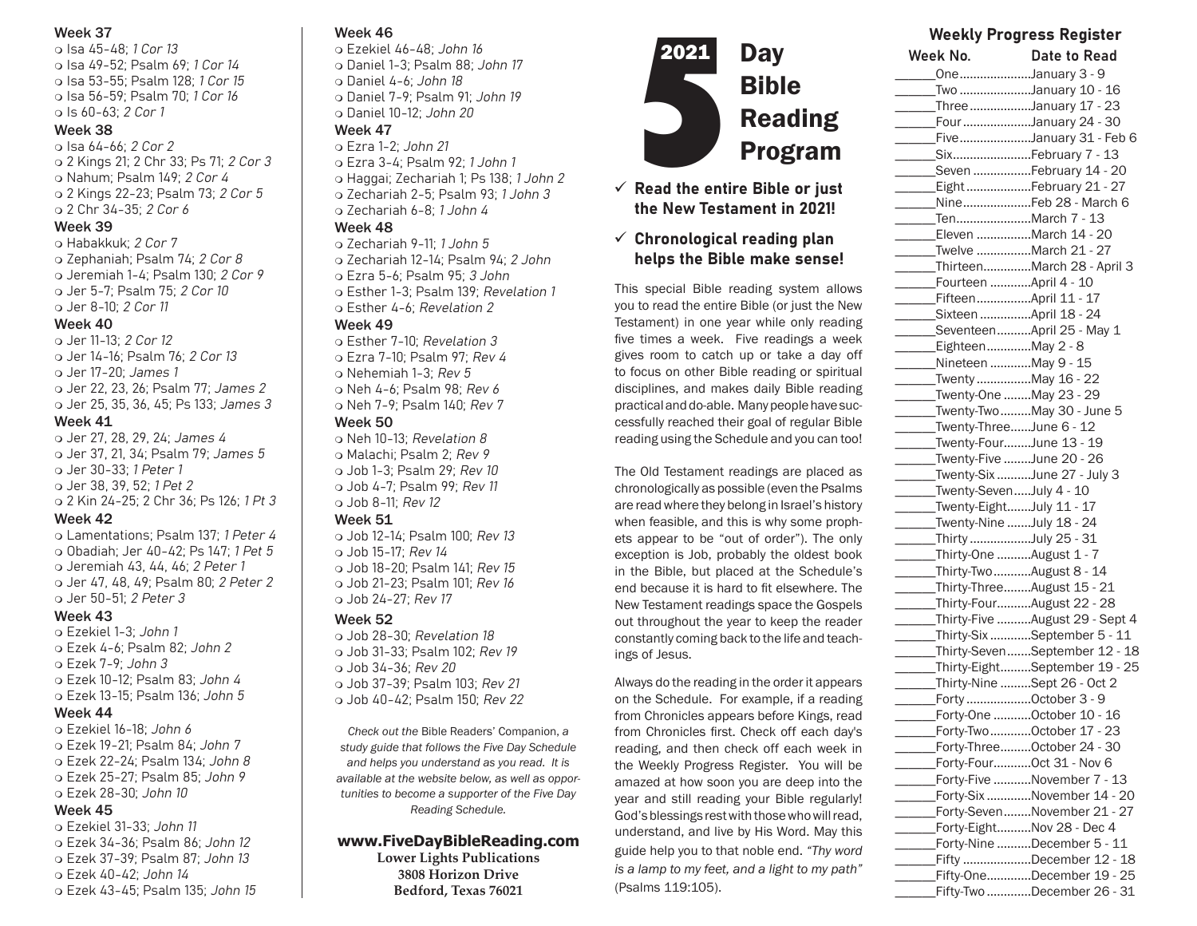**Week 37**

- ❍ Isa 45-48; *1 Cor 13*
- ❍ Isa 49-52; Psalm 69; *1 Cor 14*
- ❍ Isa 53-55; Psalm 128; *1 Cor 15*
- ❍ Isa 56-59; Psalm 70; *1 Cor 16*
- ❍ Is 60-63; *2 Cor 1*

**Week 38**

- ❍ Isa 64-66; *2 Cor 2*
- ❍ 2 Kings 21; 2 Chr 33; Ps 71; *2 Cor 3*
- ❍ Nahum; Psalm 149; *2 Cor 4*
- ❍ 2 Kings 22-23; Psalm 73; *2 Cor 5*
- ❍ 2 Chr 34-35; *2 Cor 6*

**Week 39**

- ❍ Habakkuk; *2 Cor 7*
- ❍ Zephaniah; Psalm 74; *2 Cor 8*
- ❍ Jeremiah 1-4; Psalm 130; *2 Cor 9*
- ❍ Jer 5-7; Psalm 75; *2 Cor 10*
- ❍ Jer 8-10; *2 Cor 11*

**Week 40**

- ❍ Jer 11-13; *2 Cor 12*
- ❍ Jer 14-16; Psalm 76; *2 Cor 13*
- ❍ Jer 17-20; *James 1*
- ❍ Jer 22, 23, 26; Psalm 77; *James 2*
- ❍ Jer 25, 35, 36, 45; Ps 133; *James 3*

**Week 41**

- ❍ Jer 27, 28, 29, 24; *James 4*
- ❍ Jer 37, 21, 34; Psalm 79; *James 5*
- ❍ Jer 30-33; *1 Peter 1*
- ❍ Jer 38, 39, 52; *1 Pet 2*
- ❍ 2 Kin 24-25; 2 Chr 36; Ps 126; *1 Pt 3*

**Week 42**

- ❍ Lamentations; Psalm 137; *1 Peter 4*
- ❍ Obadiah; Jer 40-42; Ps 147; *1 Pet 5*
- ❍ Jeremiah 43, 44, 46; *2 Peter 1*
- ❍ Jer 47, 48, 49; Psalm 80; *2 Peter 2*
- ❍ Jer 50-51; *2 Peter 3*

**Week 43**

- ❍ Ezekiel 1-3; *John 1*
- ❍ Ezek 4-6; Psalm 82; *John 2*
- ❍ Ezek 7-9; *John 3*
- ❍ Ezek 10-12; Psalm 83; *John 4*
- ❍ Ezek 13-15; Psalm 136; *John 5*

**Week 44**

- ❍ Ezekiel 16-18; *John 6*
- ❍ Ezek 19-21; Psalm 84; *John 7*
- ❍ Ezek 22-24; Psalm 134; *John 8*
- ❍ Ezek 25-27; Psalm 85; *John 9*
- ❍ Ezek 28-30; *John 10*

**Week 45**

- ❍ Ezekiel 31-33; *John 11*
- ❍ Ezek 34-36; Psalm 86; *John 12*
- ❍ Ezek 37-39; Psalm 87; *John 13*
- ❍ Ezek 40-42; *John 14*
- ❍ Ezek 43-45; Psalm 135; *John 15*

**Week 46**

- ❍ Ezekiel 46-48; *John 16*
- ❍ Daniel 1-3; Psalm 88; *John 17*
- ❍ Daniel 4-6; *John 18*
- ❍ Daniel 7-9; Psalm 91; *John 19*
- ❍ Daniel 10-12; *John 20*

**Week 47**

- ❍ Ezra 1-2; *John 21*
- ❍ Ezra 3-4; Psalm 92; *1 John 1*
- ❍ Haggai; Zechariah 1; Ps 138; *1 John 2*
- ❍ Zechariah 2-5; Psalm 93; *1 John 3*
- ❍ Zechariah 6-8; *1 John 4*

**Week 48**

- ❍ Zechariah 9-11; *1 John 5*
- ❍ Zechariah 12-14; Psalm 94; *2 John*
- ❍ Ezra 5-6; Psalm 95; *3 John*
- ❍ Esther 1-3; Psalm 139; *Revelation 1*
- ❍ Esther 4-6; *Revelation 2*

**Week 49**

- ❍ Esther 7-10; *Revelation 3*
- ❍ Ezra 7-10; Psalm 97; *Rev 4*
- ❍ Nehemiah 1-3; *Rev 5*
- ❍ Neh 4-6; Psalm 98; *Rev 6*
- ❍ Neh 7-9; Psalm 140; *Rev 7*

**Week 50**

- ❍ Neh 10-13; *Revelation 8*
- ❍ Malachi; Psalm 2; *Rev 9*
- ❍ Job 1-3; Psalm 29; *Rev 10*
- ❍ Job 4-7; Psalm 99; *Rev 11*
- ❍ Job 8-11; *Rev 12*

**Week 51**

- ❍ Job 12-14; Psalm 100; *Rev 13*
- ❍ Job 15-17; *Rev 14*
- ❍ Job 18-20; Psalm 141; *Rev 15*
- ❍ Job 21-23; Psalm 101; *Rev 16*
- ❍ Job 24-27; *Rev 17*

**Week 52**

- ❍ Job 28-30; *Revelation 18*
- ❍ Job 31-33; Psalm 102; *Rev 19*
- ❍ Job 34-36; *Rev 20*
- ❍ Job 37-39; Psalm 103; *Rev 21*
- ❍ Job 40-42; Psalm 150; *Rev 22*

*Check out the* Bible Readers' Companion, *a study guide that follows the Five Day Schedule and helps you understand as you read. It is available at the website below, as well as opportunities to become a supporter of the Five Day Reading Schedule.*

**www.FiveDayBibleReading.com**
**Lower Lights Publications**
**3808 Horizon Drive**
**Bedford, Texas 76021**

# 2021 5 Day Bible Reading Program

✓ **Read the entire Bible or just the New Testament in 2021!**

✓ **Chronological reading plan helps the Bible make sense!**

This special Bible reading system allows you to read the entire Bible (or just the New Testament) in one year while only reading five times a week. Five readings a week gives room to catch up or take a day off to focus on other Bible reading or spiritual disciplines, and makes daily Bible reading practical and do-able. Many people have successfully reached their goal of regular Bible reading using the Schedule and you can too!

The Old Testament readings are placed as chronologically as possible (even the Psalms are read where they belong in Israel's history when feasible, and this is why some prophets appear to be "out of order"). The only exception is Job, probably the oldest book in the Bible, but placed at the Schedule's end because it is hard to fit elsewhere. The New Testament readings space the Gospels out throughout the year to keep the reader constantly coming back to the life and teachings of Jesus.

Always do the reading in the order it appears on the Schedule. For example, if a reading from Chronicles appears before Kings, read from Chronicles first. Check off each day's reading, and then check off each week in the Weekly Progress Register. You will be amazed at how soon you are deep into the year and still reading your Bible regularly! God's blessings rest with those who will read, understand, and live by His Word. May this guide help you to that noble end. *"Thy word is a lamp to my feet, and a light to my path"* (Psalms 119:105).

## Weekly Progress Register

| Week No. | Date to Read |
|---|---|
| ______One | January 3 - 9 |
| ______Two | January 10 - 16 |
| ______Three | January 17 - 23 |
| ______Four | January 24 - 30 |
| ______Five | January 31 - Feb 6 |
| ______Six | February 7 - 13 |
| ______Seven | February 14 - 20 |
| ______Eight | February 21 - 27 |
| ______Nine | Feb 28 - March 6 |
| ______Ten | March 7 - 13 |
| ______Eleven | March 14 - 20 |
| ______Twelve | March 21 - 27 |
| ______Thirteen | March 28 - April 3 |
| ______Fourteen | April 4 - 10 |
| ______Fifteen | April 11 - 17 |
| ______Sixteen | April 18 - 24 |
| ______Seventeen | April 25 - May 1 |
| ______Eighteen | May 2 - 8 |
| ______Nineteen | May 9 - 15 |
| ______Twenty | May 16 - 22 |
| ______Twenty-One | May 23 - 29 |
| ______Twenty-Two | May 30 - June 5 |
| ______Twenty-Three | June 6 - 12 |
| ______Twenty-Four | June 13 - 19 |
| ______Twenty-Five | June 20 - 26 |
| ______Twenty-Six | June 27 - July 3 |
| ______Twenty-Seven | July 4 - 10 |
| ______Twenty-Eight | July 11 - 17 |
| ______Twenty-Nine | July 18 - 24 |
| ______Thirty | July 25 - 31 |
| ______Thirty-One | August 1 - 7 |
| ______Thirty-Two | August 8 - 14 |
| ______Thirty-Three | August 15 - 21 |
| ______Thirty-Four | August 22 - 28 |
| ______Thirty-Five | August 29 - Sept 4 |
| ______Thirty-Six | September 5 - 11 |
| ______Thirty-Seven | September 12 - 18 |
| ______Thirty-Eight | September 19 - 25 |
| ______Thirty-Nine | Sept 26 - Oct 2 |
| ______Forty | October 3 - 9 |
| ______Forty-One | October 10 - 16 |
| ______Forty-Two | October 17 - 23 |
| ______Forty-Three | October 24 - 30 |
| ______Forty-Four | Oct 31 - Nov 6 |
| ______Forty-Five | November 7 - 13 |
| ______Forty-Six | November 14 - 20 |
| ______Forty-Seven | November 21 - 27 |
| ______Forty-Eight | Nov 28 - Dec 4 |
| ______Forty-Nine | December 5 - 11 |
| ______Fifty | December 12 - 18 |
| ______Fifty-One | December 19 - 25 |
| ______Fifty-Two | December 26 - 31 |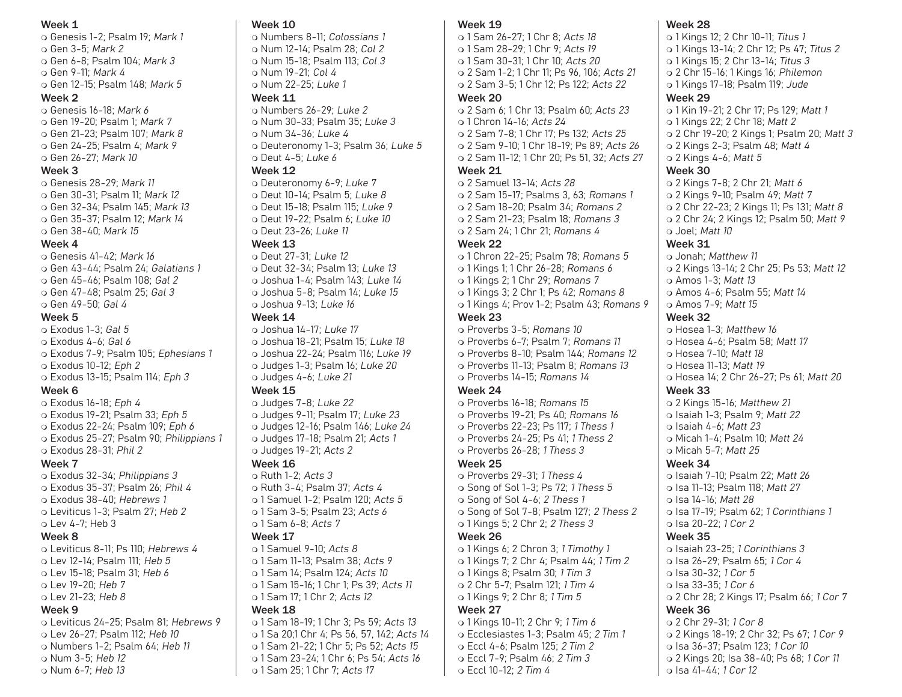**Week 1**

- ❍ Genesis 1-2; Psalm 19; *Mark 1*
- ❍ Gen 3-5; *Mark 2*
- ❍ Gen 6-8; Psalm 104; *Mark 3*
- ❍ Gen 9-11; *Mark 4*
- ❍ Gen 12-15; Psalm 148; *Mark 5*

**Week 2**

- ❍ Genesis 16-18; *Mark 6*
- ❍ Gen 19-20; Psalm 1; *Mark 7*
- ❍ Gen 21-23; Psalm 107; *Mark 8*
- ❍ Gen 24-25; Psalm 4; *Mark 9*
- ❍ Gen 26-27; *Mark 10*

**Week 3**

- ❍ Genesis 28-29; *Mark 11*
- ❍ Gen 30-31; Psalm 11; *Mark 12*
- ❍ Gen 32-34; Psalm 145; *Mark 13*
- ❍ Gen 35-37; Psalm 12; *Mark 14*
- ❍ Gen 38-40; *Mark 15*

**Week 4**

- ❍ Genesis 41-42; *Mark 16*
- ❍ Gen 43-44; Psalm 24; *Galatians 1*
- ❍ Gen 45-46; Psalm 108; *Gal 2*
- ❍ Gen 47-48; Psalm 25; *Gal 3*
- ❍ Gen 49-50; *Gal 4*

**Week 5**

- ❍ Exodus 1-3; *Gal 5*
- ❍ Exodus 4-6; *Gal 6*
- ❍ Exodus 7-9; Psalm 105; *Ephesians 1*
- ❍ Exodus 10-12; *Eph 2*
- ❍ Exodus 13-15; Psalm 114; *Eph 3*

**Week 6**

- ❍ Exodus 16-18; *Eph 4*
- ❍ Exodus 19-21; Psalm 33; *Eph 5*
- ❍ Exodus 22-24; Psalm 109; *Eph 6*
- ❍ Exodus 25-27; Psalm 90; *Philippians 1*
- ❍ Exodus 28-31; *Phil 2*

**Week 7**

- ❍ Exodus 32-34; *Philippians 3*
- ❍ Exodus 35-37; Psalm 26; *Phil 4*
- ❍ Exodus 38-40; *Hebrews 1*
- ❍ Leviticus 1-3; Psalm 27; *Heb 2*
- ❍ Lev 4-7; Heb 3

**Week 8**

- ❍ Leviticus 8-11; Ps 110; *Hebrews 4*
- ❍ Lev 12-14; Psalm 111; *Heb 5*
- ❍ Lev 15-18; Psalm 31; *Heb 6*
- ❍ Lev 19-20; *Heb 7*
- ❍ Lev 21-23; *Heb 8*

**Week 9**

- ❍ Leviticus 24-25; Psalm 81; *Hebrews 9*
- ❍ Lev 26-27; Psalm 112; *Heb 10*
- ❍ Numbers 1-2; Psalm 64; *Heb 11*
- ❍ Num 3-5; *Heb 12*
- ❍ Num 6-7; *Heb 13*

**Week 10**

- ❍ Numbers 8-11; *Colossians 1*
- ❍ Num 12-14; Psalm 28; *Col 2*
- ❍ Num 15-18; Psalm 113; *Col 3*
- ❍ Num 19-21; *Col 4*
- ❍ Num 22-25; *Luke 1*

**Week 11**

- ❍ Numbers 26-29; *Luke 2*
- ❍ Num 30-33; Psalm 35; *Luke 3*
- ❍ Num 34-36; *Luke 4*
- ❍ Deuteronomy 1-3; Psalm 36; *Luke 5*
- ❍ Deut 4-5; *Luke 6*

**Week 12**

- ❍ Deuteronomy 6-9; *Luke 7*
- ❍ Deut 10-14; Psalm 5; *Luke 8*
- ❍ Deut 15-18; Psalm 115; *Luke 9*
- ❍ Deut 19-22; Psalm 6; *Luke 10*
- ❍ Deut 23-26; *Luke 11*

**Week 13**

- ❍ Deut 27-31; *Luke 12*
- ❍ Deut 32-34; Psalm 13; *Luke 13*
- ❍ Joshua 1-4; Psalm 143; *Luke 14*
- ❍ Joshua 5-8; Psalm 14; *Luke 15*
- ❍ Joshua 9-13; *Luke 16*

**Week 14**

- ❍ Joshua 14-17; *Luke 17*
- ❍ Joshua 18-21; Psalm 15; *Luke 18*
- ❍ Joshua 22-24; Psalm 116; *Luke 19*
- ❍ Judges 1-3; Psalm 16; *Luke 20*
- ❍ Judges 4-6; *Luke 21*

**Week 15**

- ❍ Judges 7-8; *Luke 22*
- ❍ Judges 9-11; Psalm 17; *Luke 23*
- ❍ Judges 12-16; Psalm 146; *Luke 24*
- ❍ Judges 17-18; Psalm 21; *Acts 1*
- ❍ Judges 19-21; *Acts 2*

**Week 16**

- ❍ Ruth 1-2; *Acts 3*
- ❍ Ruth 3-4; Psalm 37; *Acts 4*
- ❍ 1 Samuel 1-2; Psalm 120; *Acts 5*
- ❍ 1 Sam 3-5; Psalm 23; *Acts 6*
- ❍ 1 Sam 6-8; *Acts 7*

**Week 17**

- ❍ 1 Samuel 9-10; *Acts 8*
- ❍ 1 Sam 11-13; Psalm 38; *Acts 9*
- ❍ 1 Sam 14; Psalm 124; *Acts 10*
- ❍ 1 Sam 15-16; 1 Chr 1; Ps 39; *Acts 11*
- ❍ 1 Sam 17; 1 Chr 2; *Acts 12*

**Week 18**

- ❍ 1 Sam 18-19; 1 Chr 3; Ps 59; *Acts 13*
- ❍ 1 Sa 20;1 Chr 4; Ps 56, 57, 142; *Acts 14*
- ❍ 1 Sam 21-22; 1 Chr 5; Ps 52; *Acts 15*
- ❍ 1 Sam 23-24; 1 Chr 6; Ps 54; *Acts 16*
- ❍ 1 Sam 25; 1 Chr 7; *Acts 17*

**Week 19**

- ❍ 1 Sam 26-27; 1 Chr 8; *Acts 18*
- ❍ 1 Sam 28-29; 1 Chr 9; *Acts 19*
- ❍ 1 Sam 30-31; 1 Chr 10; *Acts 20*
- ❍ 2 Sam 1-2; 1 Chr 11; Ps 96, 106; *Acts 21*
- ❍ 2 Sam 3-5; 1 Chr 12; Ps 122; *Acts 22*

**Week 20**

- ❍ 2 Sam 6; 1 Chr 13; Psalm 60; *Acts 23*
- ❍ 1 Chron 14-16; *Acts 24*
- ❍ 2 Sam 7-8; 1 Chr 17; Ps 132; *Acts 25*
- ❍ 2 Sam 9-10; 1 Chr 18-19; Ps 89; *Acts 26*
- ❍ 2 Sam 11-12; 1 Chr 20; Ps 51, 32; *Acts 27*

**Week 21**

- ❍ 2 Samuel 13-14; *Acts 28*
- ❍ 2 Sam 15-17; Psalms 3, 63; *Romans 1*
- ❍ 2 Sam 18-20; Psalm 34; *Romans 2*
- ❍ 2 Sam 21-23; Psalm 18; *Romans 3*
- ❍ 2 Sam 24; 1 Chr 21; *Romans 4*

**Week 22**

- ❍ 1 Chron 22-25; Psalm 78; *Romans 5*
- ❍ 1 Kings 1; 1 Chr 26-28; *Romans 6*
- ❍ 1 Kings 2; 1 Chr 29; *Romans 7*
- ❍ 1 Kings 3; 2 Chr 1; Ps 42; *Romans 8*
- ❍ 1 Kings 4; Prov 1-2; Psalm 43; *Romans 9*

**Week 23**

- ❍ Proverbs 3-5; *Romans 10*
- ❍ Proverbs 6-7; Psalm 7; *Romans 11*
- ❍ Proverbs 8-10; Psalm 144; *Romans 12*
- ❍ Proverbs 11-13; Psalm 8; *Romans 13*
- ❍ Proverbs 14-15; *Romans 14*

**Week 24**

- ❍ Proverbs 16-18; *Romans 15*
- ❍ Proverbs 19-21; Ps 40; *Romans 16*
- ❍ Proverbs 22-23; Ps 117; *1 Thess 1*
- ❍ Proverbs 24-25; Ps 41; *1 Thess 2*
- ❍ Proverbs 26-28; *1 Thess 3*

**Week 25**

- ❍ Proverbs 29-31; *1 Thess 4*
- ❍ Song of Sol 1-3; Ps 72; *1 Thess 5*
- ❍ Song of Sol 4-6; *2 Thess 1*
- ❍ Song of Sol 7-8; Psalm 127; *2 Thess 2*
- ❍ 1 Kings 5; 2 Chr 2; *2 Thess 3*

**Week 26**

- ❍ 1 Kings 6; 2 Chron 3; *1 Timothy 1*
- ❍ 1 Kings 7; 2 Chr 4; Psalm 44; *1 Tim 2*
- ❍ 1 Kings 8; Psalm 30; *1 Tim 3*
- ❍ 2 Chr 5-7; Psalm 121; *1 Tim 4*
- ❍ 1 Kings 9; 2 Chr 8; *1 Tim 5*

**Week 27**

- ❍ 1 Kings 10-11; 2 Chr 9; *1 Tim 6*
- ❍ Ecclesiastes 1-3; Psalm 45; *2 Tim 1*
- ❍ Eccl 4-6; Psalm 125; *2 Tim 2*
- ❍ Eccl 7-9; Psalm 46; *2 Tim 3*
- ❍ Eccl 10-12; *2 Tim 4*

**Week 28**

- ❍ 1 Kings 12; 2 Chr 10-11; *Titus 1*
- ❍ 1 Kings 13-14; 2 Chr 12; Ps 47; *Titus 2*
- ❍ 1 Kings 15; 2 Chr 13-14; *Titus 3*
- ❍ 2 Chr 15-16; 1 Kings 16; *Philemon*
- ❍ 1 Kings 17-18; Psalm 119; *Jude*

**Week 29**

- ❍ 1 Kin 19-21; 2 Chr 17; Ps 129; *Matt 1*
- ❍ 1 Kings 22; 2 Chr 18; *Matt 2*
- ❍ 2 Chr 19-20; 2 Kings 1; Psalm 20; *Matt 3*
- ❍ 2 Kings 2-3; Psalm 48; *Matt 4*
- ❍ 2 Kings 4-6; *Matt 5*

**Week 30**

- ❍ 2 Kings 7-8; 2 Chr 21; *Matt 6*
- ❍ 2 Kings 9-10; Psalm 49; *Matt 7*
- ❍ 2 Chr 22-23; 2 Kings 11; Ps 131; *Matt 8*
- ❍ 2 Chr 24; 2 Kings 12; Psalm 50; *Matt 9*
- ❍ Joel; *Matt 10*

**Week 31**

- ❍ Jonah; *Matthew 11*
- ❍ 2 Kings 13-14; 2 Chr 25; Ps 53; *Matt 12*
- ❍ Amos 1-3; *Matt 13*
- ❍ Amos 4-6; Psalm 55; *Matt 14*
- ❍ Amos 7-9; *Matt 15*

**Week 32**

- ❍ Hosea 1-3; *Matthew 16*
- ❍ Hosea 4-6; Psalm 58; *Matt 17*
- ❍ Hosea 7-10; *Matt 18*
- ❍ Hosea 11-13; *Matt 19*
- ❍ Hosea 14; 2 Chr 26-27; Ps 61; *Matt 20*

**Week 33**

- ❍ 2 Kings 15-16; *Matthew 21*
- ❍ Isaiah 1-3; Psalm 9; *Matt 22*
- ❍ Isaiah 4-6; *Matt 23*
- ❍ Micah 1-4; Psalm 10; *Matt 24*
- ❍ Micah 5-7; *Matt 25*

**Week 34**

- ❍ Isaiah 7-10; Psalm 22; *Matt 26*
- ❍ Isa 11-13; Psalm 118; *Matt 27*
- ❍ Isa 14-16; *Matt 28*
- ❍ Isa 17-19; Psalm 62; *1 Corinthians 1*
- ❍ Isa 20-22; *1 Cor 2*

**Week 35**

- ❍ Isaiah 23-25; *1 Corinthians 3*
- ❍ Isa 26-29; Psalm 65; *1 Cor 4*
- ❍ Isa 30-32; *1 Cor 5*
- ❍ Isa 33-35; *1 Cor 6*
- ❍ 2 Chr 28; 2 Kings 17; Psalm 66; *1 Cor 7*

**Week 36**

- ❍ 2 Chr 29-31; *1 Cor 8*
- ❍ 2 Kings 18-19; 2 Chr 32; Ps 67; *1 Cor 9*
- ❍ Isa 36-37; Psalm 123; *1 Cor 10*
- ❍ 2 Kings 20; Isa 38-40; Ps 68; *1 Cor 11*
- ❍ Isa 41-44; *1 Cor 12*